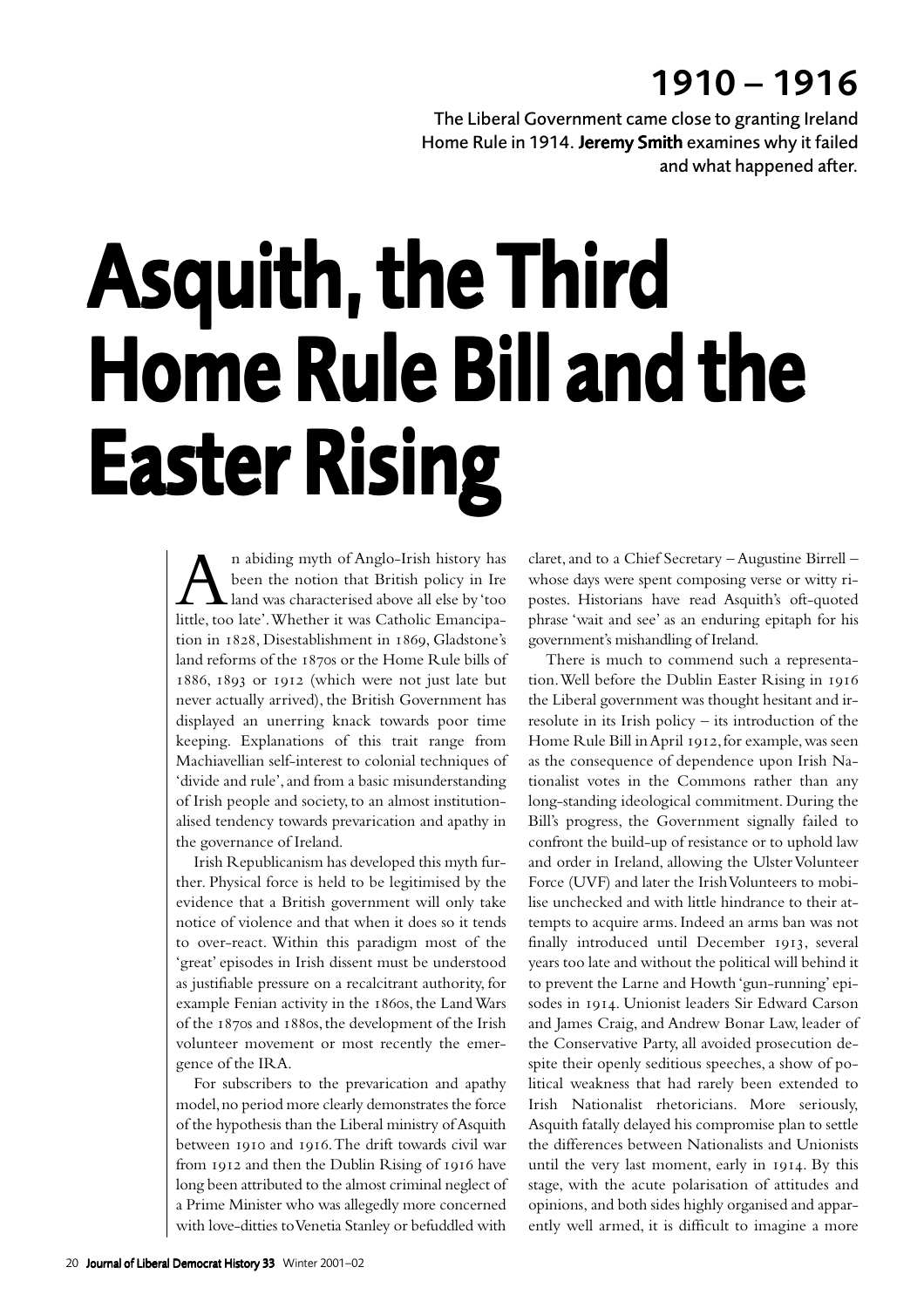## 1910 – 1916

The Liberal Government came close to granting Ireland Home Rule in 1914. **Jeremy Smith** examines why it failed and what happened after.

# Asquith, the Third Home Rule Bill and the Easter Rising

An abiding myth of Anglo-Irish history has been the notion that British policy in Ireland was characterised above all else by 'too little, too late'. Whether it was Catholic Emancipation in 1828, Disestablishment in 1869, Gladstone's land reforms of the 1870s or the Home Rule bills of 1886, 1893 or 1912 (which were not just late but never actually arrived), the British Government has displayed an unerring knack towards poor time keeping. Explanations of this trait range from Machiavellian self-interest to colonial techniques of 'divide and rule', and from a basic misunderstanding of Irish people and society, to an almost institutionalised tendency towards prevarication and apathy in the governance of Ireland.

Irish Republicanism has developed this myth further. Physical force is held to be legitimised by the evidence that a British government will only take notice of violence and that when it does so it tends to over-react. Within this paradigm most of the 'great' episodes in Irish dissent must be understood as justifiable pressure on a recalcitrant authority, for example Fenian activity in the 1860s, the Land Wars of the 1870s and 1880s, the development of the Irish volunteer movement or most recently the emergence of the IRA.

For subscribers to the prevarication and apathy model, no period more clearly demonstrates the force of the hypothesis than the Liberal ministry of Asquith between 1910 and 1916. The drift towards civil war from 1912 and then the Dublin Rising of 1916 have long been attributed to the almost criminal neglect of a Prime Minister who was allegedly more concerned with love-ditties to Venetia Stanley or befuddled with claret, and to a Chief Secretary – Augustine Birrell – whose days were spent composing verse or witty ripostes. Historians have read Asquith's oft-quoted phrase 'wait and see' as an enduring epitaph for his government's mishandling of Ireland.

There is much to commend such a representation. Well before the Dublin Easter Rising in 1916 the Liberal government was thought hesitant and irresolute in its Irish policy – its introduction of the Home Rule Bill in April 1912, for example, was seen as the consequence of dependence upon Irish Nationalist votes in the Commons rather than any long-standing ideological commitment. During the Bill's progress, the Government signally failed to confront the build-up of resistance or to uphold law and order in Ireland, allowing the Ulster Volunteer Force (UVF) and later the Irish Volunteers to mobilise unchecked and with little hindrance to their attempts to acquire arms. Indeed an arms ban was not finally introduced until December 1913, several years too late and without the political will behind it to prevent the Larne and Howth 'gun-running' episodes in 1914. Unionist leaders Sir Edward Carson and James Craig, and Andrew Bonar Law, leader of the Conservative Party, all avoided prosecution despite their openly seditious speeches, a show of political weakness that had rarely been extended to Irish Nationalist rhetoricians. More seriously, Asquith fatally delayed his compromise plan to settle the differences between Nationalists and Unionists until the very last moment, early in 1914. By this stage, with the acute polarisation of attitudes and opinions, and both sides highly organised and apparently well armed, it is difficult to imagine a more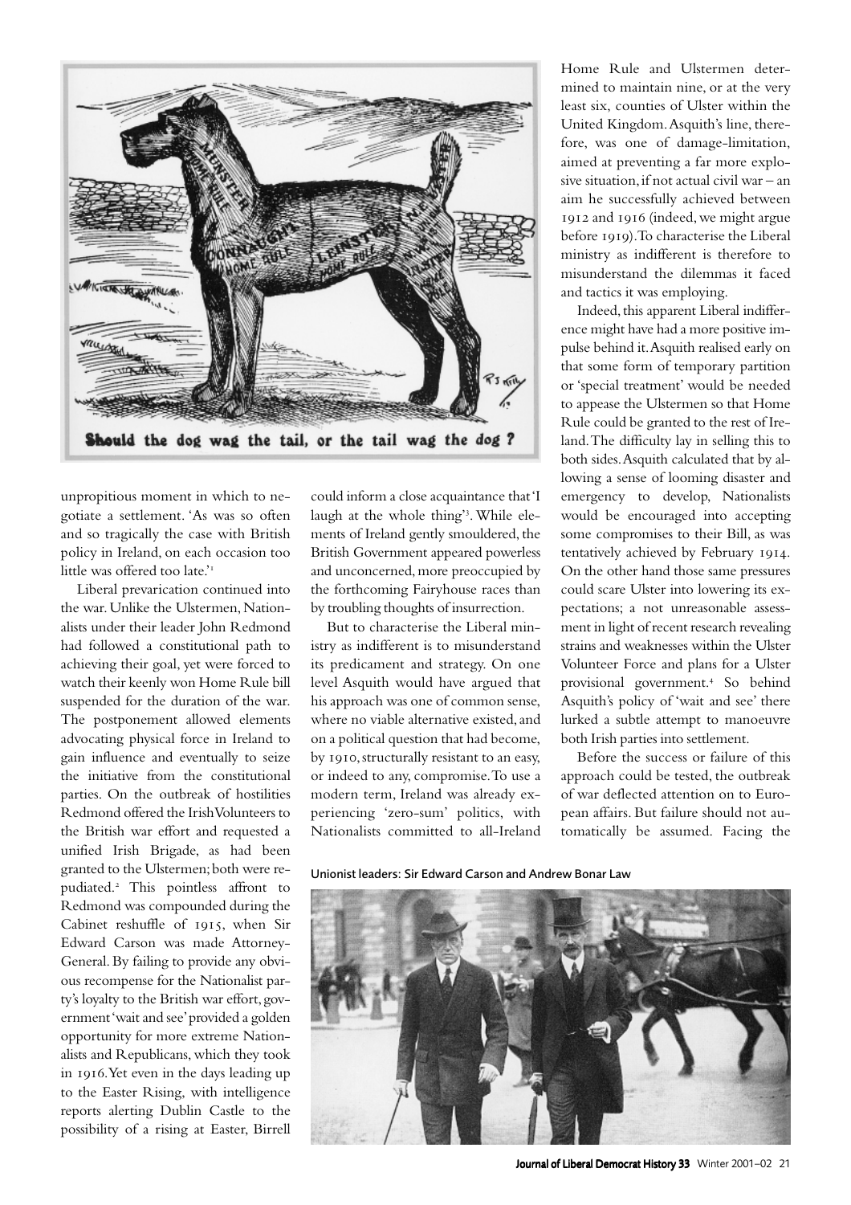Should the dog wag the tail, or the tail wag the dog ?

unpropitious moment in which to negotiate a settlement. 'As was so often and so tragically the case with British policy in Ireland, on each occasion too little was offered too late.'[1]

Liberal prevarication continued into the war. Unlike the Ulstermen, Nationalists under their leader John Redmond had followed a constitutional path to achieving their goal, yet were forced to watch their keenly won Home Rule bill suspended for the duration of the war. The postponement allowed elements advocating physical force in Ireland to gain influence and eventually to seize the initiative from the constitutional parties. On the outbreak of hostilities Redmond offered the Irish Volunteers to the British war effort and requested a unified Irish Brigade, as had been granted to the Ulstermen; both were repudiated.[2] This pointless affront to Redmond was compounded during the Cabinet reshuffle of 1915, when Sir Edward Carson was made Attorney-General. By failing to provide any obvious recompense for the Nationalist party's loyalty to the British war effort, government 'wait and see' provided a golden opportunity for more extreme Nationalists and Republicans, which they took in 1916. Yet even in the days leading up to the Easter Rising, with intelligence reports alerting Dublin Castle to the possibility of a rising at Easter, Birrell could inform a close acquaintance that 'I laugh at the whole thing'[3]. While elements of Ireland gently smouldered, the British Government appeared powerless and unconcerned, more preoccupied by the forthcoming Fairyhouse races than by troubling thoughts of insurrection.

But to characterise the Liberal ministry as indifferent is to misunderstand its predicament and strategy. On one level Asquith would have argued that his approach was one of common sense, where no viable alternative existed, and on a political question that had become, by 1910, structurally resistant to an easy, or indeed to any, compromise. To use a modern term, Ireland was already experiencing 'zero-sum' politics, with Nationalists committed to all-Ireland Home Rule and Ulstermen determined to maintain nine, or at the very least six, counties of Ulster within the United Kingdom. Asquith's line, therefore, was one of damage-limitation, aimed at preventing a far more explosive situation, if not actual civil war – an aim he successfully achieved between 1912 and 1916 (indeed, we might argue before 1919). To characterise the Liberal ministry as indifferent is therefore to misunderstand the dilemmas it faced and tactics it was employing.

Indeed, this apparent Liberal indifference might have had a more positive impulse behind it. Asquith realised early on that some form of temporary partition or 'special treatment' would be needed to appease the Ulstermen so that Home Rule could be granted to the rest of Ireland. The difficulty lay in selling this to both sides. Asquith calculated that by allowing a sense of looming disaster and emergency to develop, Nationalists would be encouraged into accepting some compromises to their Bill, as was tentatively achieved by February 1914. On the other hand those same pressures could scare Ulster into lowering its expectations; a not unreasonable assessment in light of recent research revealing strains and weaknesses within the Ulster Volunteer Force and plans for a Ulster provisional government.[4] So behind Asquith's policy of 'wait and see' there lurked a subtle attempt to manoeuvre both Irish parties into settlement.

Before the success or failure of this approach could be tested, the outbreak of war deflected attention on to European affairs. But failure should not automatically be assumed. Facing the

Unionist leaders: Sir Edward Carson and Andrew Bonar Law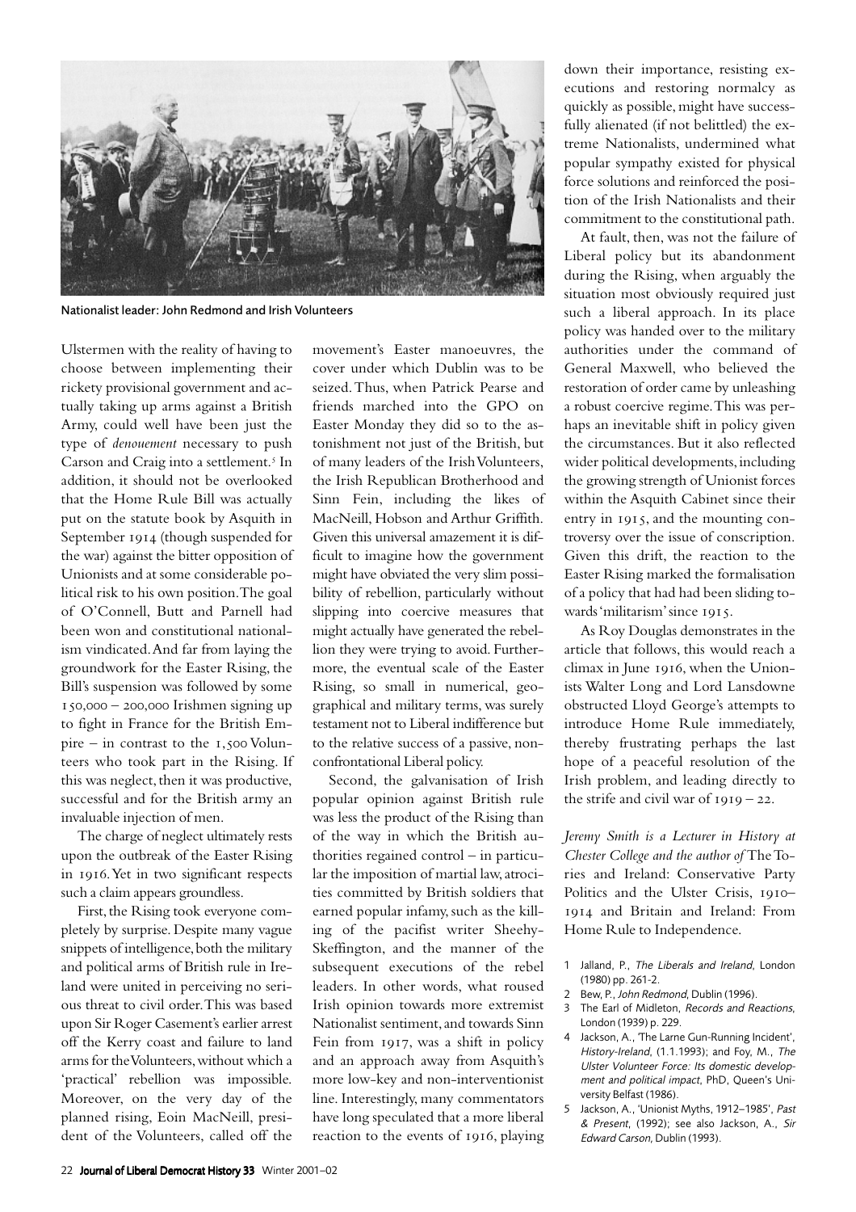Nationalist leader: John Redmond and Irish Volunteers

Ulstermen with the reality of having to choose between implementing their rickety provisional government and actually taking up arms against a British Army, could well have been just the type of *denouement* necessary to push Carson and Craig into a settlement.[5] In addition, it should not be overlooked that the Home Rule Bill was actually put on the statute book by Asquith in September 1914 (though suspended for the war) against the bitter opposition of Unionists and at some considerable political risk to his own position. The goal of O'Connell, Butt and Parnell had been won and constitutional nationalism vindicated. And far from laying the groundwork for the Easter Rising, the Bill's suspension was followed by some 150,000 – 200,000 Irishmen signing up to fight in France for the British Empire – in contrast to the 1,500 Volunteers who took part in the Rising. If this was neglect, then it was productive, successful and for the British army an invaluable injection of men.

The charge of neglect ultimately rests upon the outbreak of the Easter Rising in 1916. Yet in two significant respects such a claim appears groundless.

First, the Rising took everyone completely by surprise. Despite many vague snippets of intelligence, both the military and political arms of British rule in Ireland were united in perceiving no serious threat to civil order. This was based upon Sir Roger Casement's earlier arrest off the Kerry coast and failure to land arms for the Volunteers, without which a 'practical' rebellion was impossible. Moreover, on the very day of the planned rising, Eoin MacNeill, president of the Volunteers, called off the movement's Easter manoeuvres, the cover under which Dublin was to be seized. Thus, when Patrick Pearse and friends marched into the GPO on Easter Monday they did so to the astonishment not just of the British, but of many leaders of the Irish Volunteers, the Irish Republican Brotherhood and Sinn Fein, including the likes of MacNeill, Hobson and Arthur Griffith. Given this universal amazement it is difficult to imagine how the government might have obviated the very slim possibility of rebellion, particularly without slipping into coercive measures that might actually have generated the rebellion they were trying to avoid. Furthermore, the eventual scale of the Easter Rising, so small in numerical, geographical and military terms, was surely testament not to Liberal indifference but to the relative success of a passive, non-confrontational Liberal policy.

Second, the galvanisation of Irish popular opinion against British rule was less the product of the Rising than of the way in which the British authorities regained control – in particular the imposition of martial law, atrocities committed by British soldiers that earned popular infamy, such as the killing of the pacifist writer Sheehy-Skeffington, and the manner of the subsequent executions of the rebel leaders. In other words, what roused Irish opinion towards more extremist Nationalist sentiment, and towards Sinn Fein from 1917, was a shift in policy and an approach away from Asquith's more low-key and non-interventionist line. Interestingly, many commentators have long speculated that a more liberal reaction to the events of 1916, playing down their importance, resisting executions and restoring normalcy as quickly as possible, might have successfully alienated (if not belittled) the extreme Nationalists, undermined what popular sympathy existed for physical force solutions and reinforced the position of the Irish Nationalists and their commitment to the constitutional path.

At fault, then, was not the failure of Liberal policy but its abandonment during the Rising, when arguably the situation most obviously required just such a liberal approach. In its place policy was handed over to the military authorities under the command of General Maxwell, who believed the restoration of order came by unleashing a robust coercive regime. This was perhaps an inevitable shift in policy given the circumstances. But it also reflected wider political developments, including the growing strength of Unionist forces within the Asquith Cabinet since their entry in 1915, and the mounting controversy over the issue of conscription. Given this drift, the reaction to the Easter Rising marked the formalisation of a policy that had had been sliding towards 'militarism' since 1915.

As Roy Douglas demonstrates in the article that follows, this would reach a climax in June 1916, when the Unionists Walter Long and Lord Lansdowne obstructed Lloyd George's attempts to introduce Home Rule immediately, thereby frustrating perhaps the last hope of a peaceful resolution of the Irish problem, and leading directly to the strife and civil war of 1919 – 22.

*Jeremy Smith is a Lecturer in History at Chester College and the author of* The Tories and Ireland: Conservative Party Politics and the Ulster Crisis, 1910–1914 *and* Britain and Ireland: From Home Rule to Independence.

1. Jalland, P., *The Liberals and Ireland*, London (1980) pp. 261-2.
2. Bew, P., *John Redmond*, Dublin (1996).
3. The Earl of Midleton, *Records and Reactions*, London (1939) p. 229.
4. Jackson, A., 'The Larne Gun-Running Incident', *History-Ireland*, (1.1.1993); and Foy, M., *The Ulster Volunteer Force: Its domestic development and political impact*, PhD, Queen's University Belfast (1986).
5. Jackson, A., 'Unionist Myths, 1912–1985', *Past & Present*, (1992); see also Jackson, A., *Sir Edward Carson*, Dublin (1993).